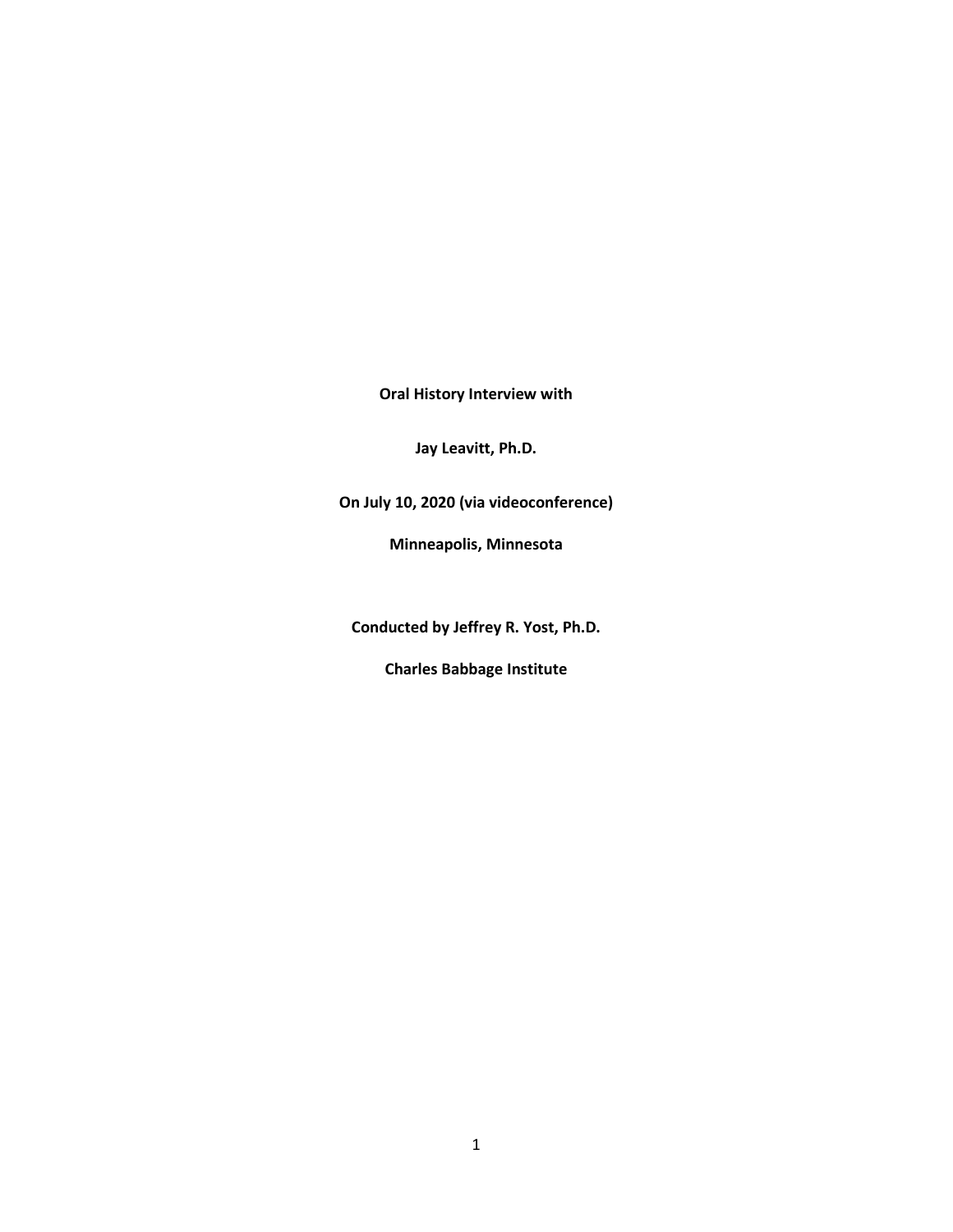**Oral History Interview with**

**Jay Leavitt, Ph.D.**

**On July 10, 2020 (via videoconference)**

**Minneapolis, Minnesota**

**Conducted by Jeffrey R. Yost, Ph.D.**

**Charles Babbage Institute**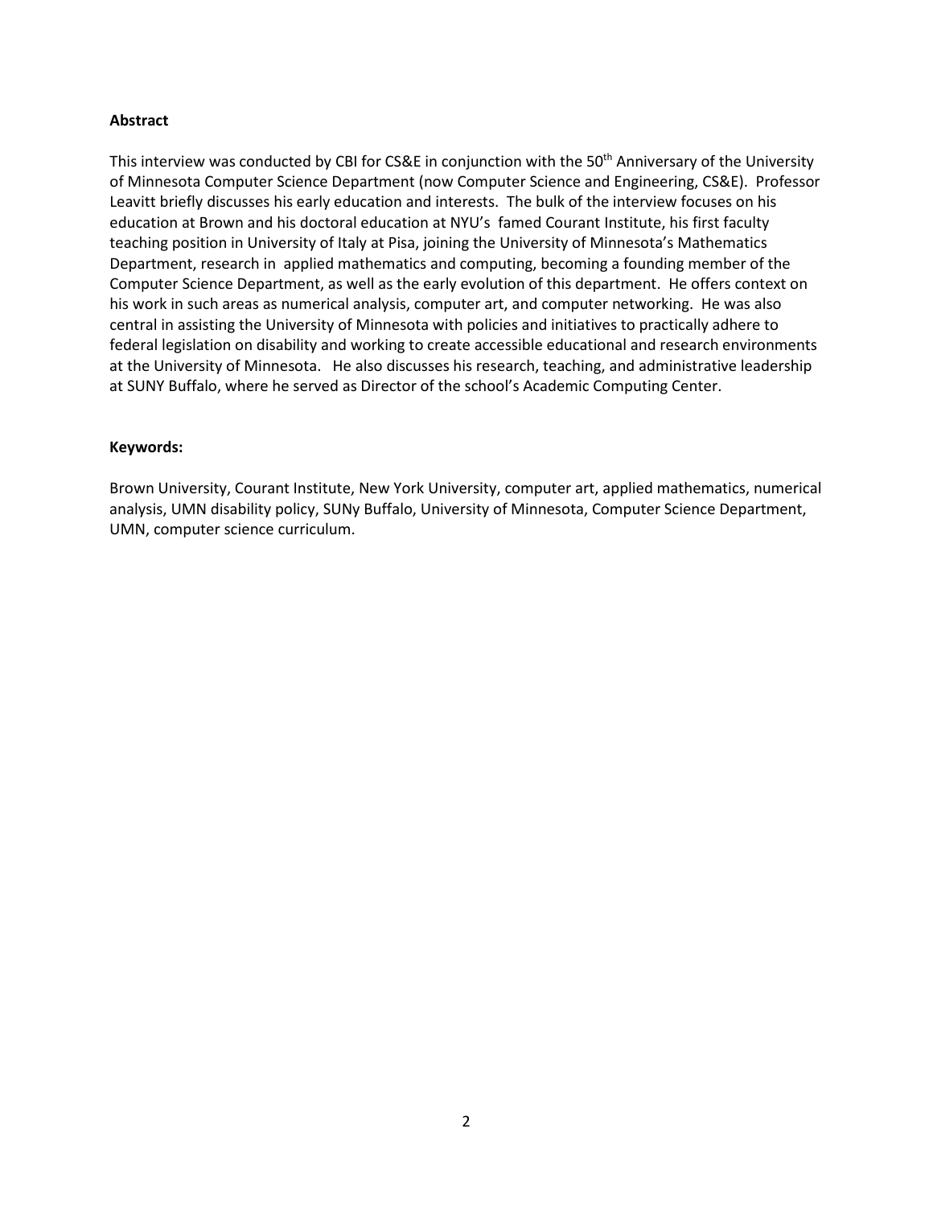**Abstract**

This interview was conducted by CBI for CS&E in conjunction with the 50th Anniversary of the University of Minnesota Computer Science Department (now Computer Science and Engineering, CS&E). Professor Leavitt briefly discusses his early education and interests. The bulk of the interview focuses on his education at Brown and his doctoral education at NYU's famed Courant Institute, his first faculty teaching position in University of Italy at Pisa, joining the University of Minnesota's Mathematics Department, research in applied mathematics and computing, becoming a founding member of the Computer Science Department, as well as the early evolution of this department. He offers context on his work in such areas as numerical analysis, computer art, and computer networking. He was also central in assisting the University of Minnesota with policies and initiatives to practically adhere to federal legislation on disability and working to create accessible educational and research environments at the University of Minnesota. He also discusses his research, teaching, and administrative leadership at SUNY Buffalo, where he served as Director of the school's Academic Computing Center.

**Keywords:**

Brown University, Courant Institute, New York University, computer art, applied mathematics, numerical analysis, UMN disability policy, SUNy Buffalo, University of Minnesota, Computer Science Department, UMN, computer science curriculum.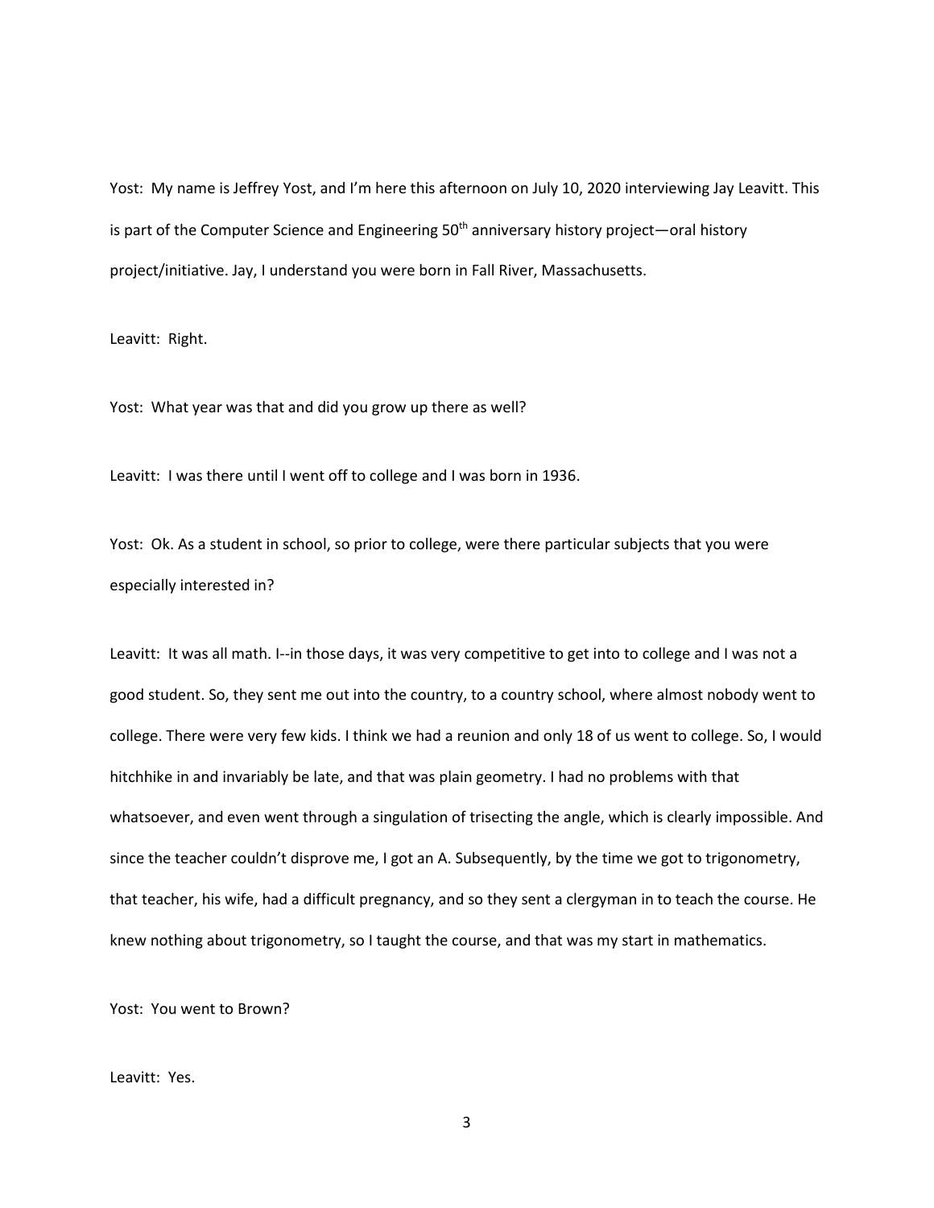Yost: My name is Jeffrey Yost, and I'm here this afternoon on July 10, 2020 interviewing Jay Leavitt. This is part of the Computer Science and Engineering 50th anniversary history project—oral history project/initiative. Jay, I understand you were born in Fall River, Massachusetts.

Leavitt: Right.

Yost: What year was that and did you grow up there as well?

Leavitt: I was there until I went off to college and I was born in 1936.

Yost: Ok. As a student in school, so prior to college, were there particular subjects that you were especially interested in?

Leavitt: It was all math. I--in those days, it was very competitive to get into to college and I was not a good student. So, they sent me out into the country, to a country school, where almost nobody went to college. There were very few kids. I think we had a reunion and only 18 of us went to college. So, I would hitchhike in and invariably be late, and that was plain geometry. I had no problems with that whatsoever, and even went through a singulation of trisecting the angle, which is clearly impossible. And since the teacher couldn't disprove me, I got an A. Subsequently, by the time we got to trigonometry, that teacher, his wife, had a difficult pregnancy, and so they sent a clergyman in to teach the course. He knew nothing about trigonometry, so I taught the course, and that was my start in mathematics.

Yost: You went to Brown?

Leavitt: Yes.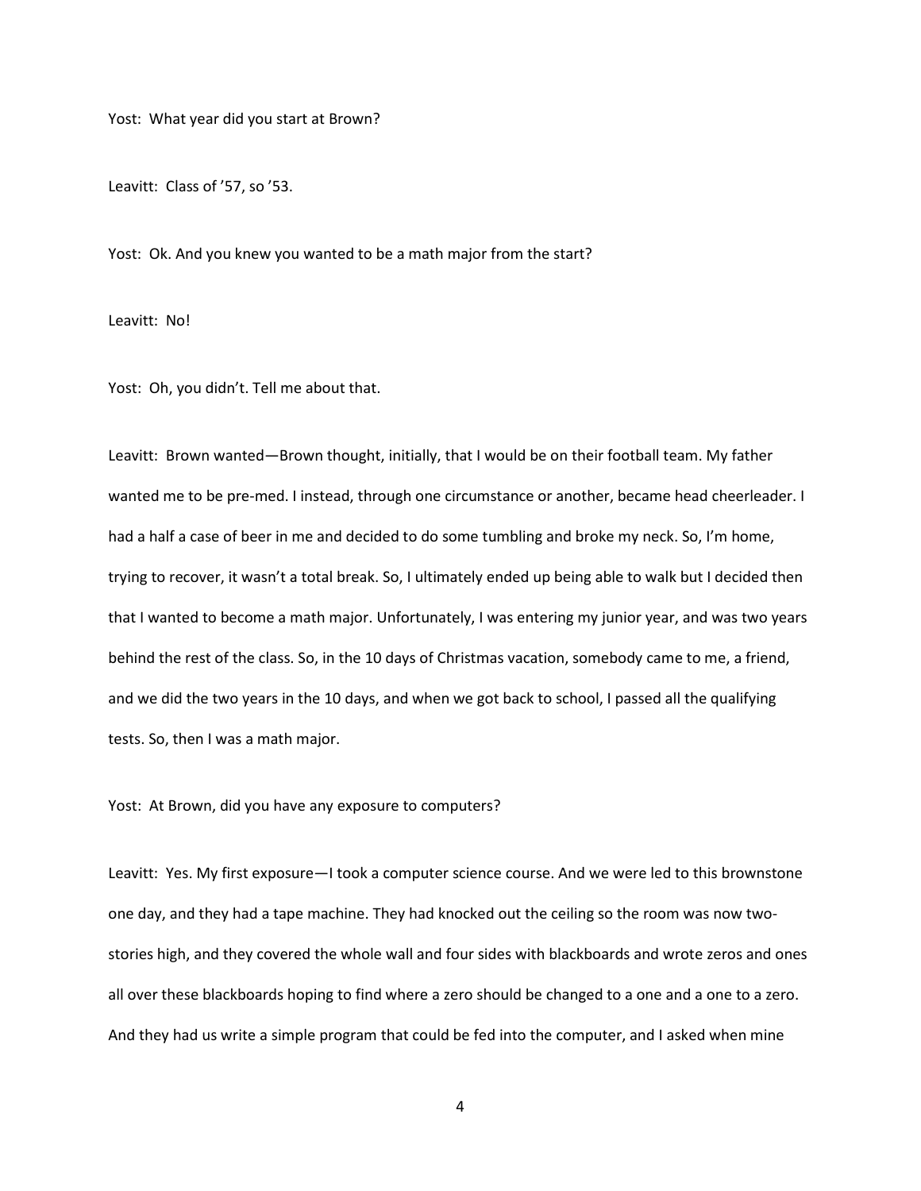Yost: What year did you start at Brown?

Leavitt: Class of ’57, so ’53.

Yost: Ok. And you knew you wanted to be a math major from the start?

Leavitt: No!

Yost: Oh, you didn’t. Tell me about that.

Leavitt: Brown wanted—Brown thought, initially, that I would be on their football team. My father wanted me to be pre-med. I instead, through one circumstance or another, became head cheerleader. I had a half a case of beer in me and decided to do some tumbling and broke my neck. So, I’m home, trying to recover, it wasn’t a total break. So, I ultimately ended up being able to walk but I decided then that I wanted to become a math major. Unfortunately, I was entering my junior year, and was two years behind the rest of the class. So, in the 10 days of Christmas vacation, somebody came to me, a friend, and we did the two years in the 10 days, and when we got back to school, I passed all the qualifying tests. So, then I was a math major.

Yost: At Brown, did you have any exposure to computers?

Leavitt: Yes. My first exposure—I took a computer science course. And we were led to this brownstone one day, and they had a tape machine. They had knocked out the ceiling so the room was now two-stories high, and they covered the whole wall and four sides with blackboards and wrote zeros and ones all over these blackboards hoping to find where a zero should be changed to a one and a one to a zero. And they had us write a simple program that could be fed into the computer, and I asked when mine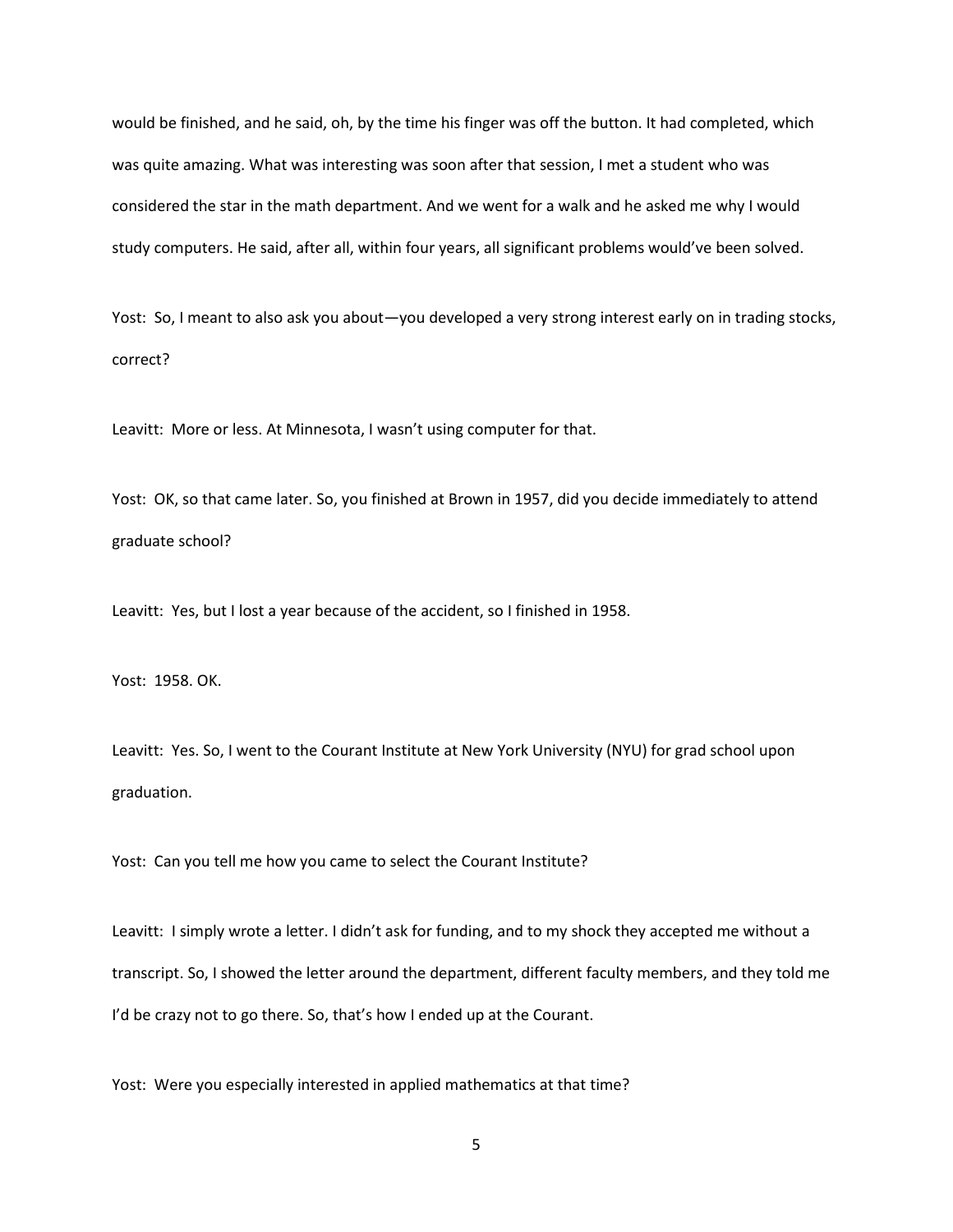would be finished, and he said, oh, by the time his finger was off the button. It had completed, which was quite amazing. What was interesting was soon after that session, I met a student who was considered the star in the math department. And we went for a walk and he asked me why I would study computers. He said, after all, within four years, all significant problems would've been solved.

Yost: So, I meant to also ask you about—you developed a very strong interest early on in trading stocks, correct?

Leavitt: More or less. At Minnesota, I wasn't using computer for that.

Yost: OK, so that came later. So, you finished at Brown in 1957, did you decide immediately to attend graduate school?

Leavitt: Yes, but I lost a year because of the accident, so I finished in 1958.

Yost: 1958. OK.

Leavitt: Yes. So, I went to the Courant Institute at New York University (NYU) for grad school upon graduation.

Yost: Can you tell me how you came to select the Courant Institute?

Leavitt: I simply wrote a letter. I didn't ask for funding, and to my shock they accepted me without a transcript. So, I showed the letter around the department, different faculty members, and they told me I'd be crazy not to go there. So, that's how I ended up at the Courant.

Yost: Were you especially interested in applied mathematics at that time?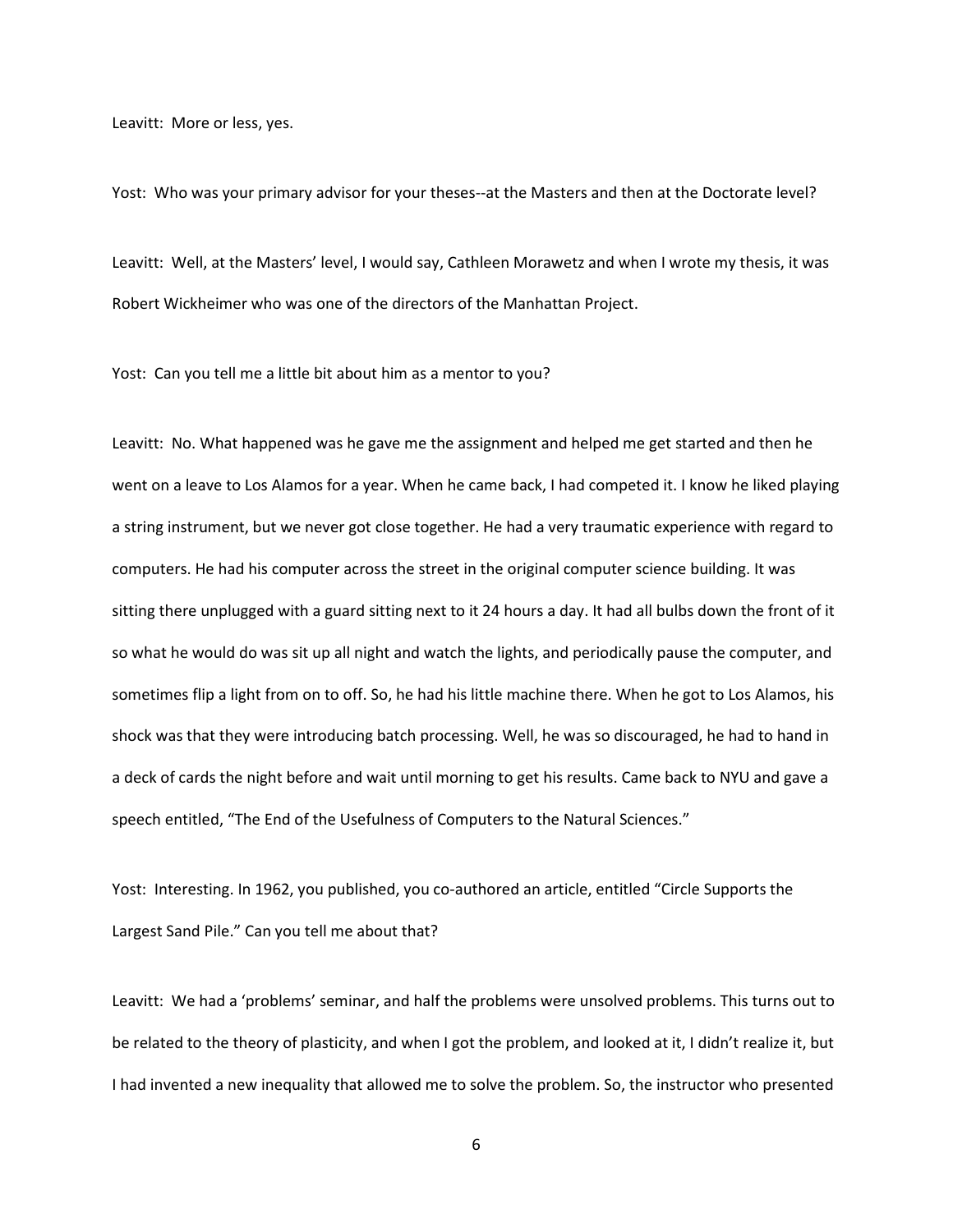Leavitt: More or less, yes.

Yost: Who was your primary advisor for your theses--at the Masters and then at the Doctorate level?

Leavitt: Well, at the Masters' level, I would say, Cathleen Morawetz and when I wrote my thesis, it was Robert Wickheimer who was one of the directors of the Manhattan Project.

Yost: Can you tell me a little bit about him as a mentor to you?

Leavitt: No. What happened was he gave me the assignment and helped me get started and then he went on a leave to Los Alamos for a year. When he came back, I had competed it. I know he liked playing a string instrument, but we never got close together. He had a very traumatic experience with regard to computers. He had his computer across the street in the original computer science building. It was sitting there unplugged with a guard sitting next to it 24 hours a day. It had all bulbs down the front of it so what he would do was sit up all night and watch the lights, and periodically pause the computer, and sometimes flip a light from on to off. So, he had his little machine there. When he got to Los Alamos, his shock was that they were introducing batch processing. Well, he was so discouraged, he had to hand in a deck of cards the night before and wait until morning to get his results. Came back to NYU and gave a speech entitled, "The End of the Usefulness of Computers to the Natural Sciences."

Yost: Interesting. In 1962, you published, you co-authored an article, entitled "Circle Supports the Largest Sand Pile." Can you tell me about that?

Leavitt: We had a 'problems' seminar, and half the problems were unsolved problems. This turns out to be related to the theory of plasticity, and when I got the problem, and looked at it, I didn't realize it, but I had invented a new inequality that allowed me to solve the problem. So, the instructor who presented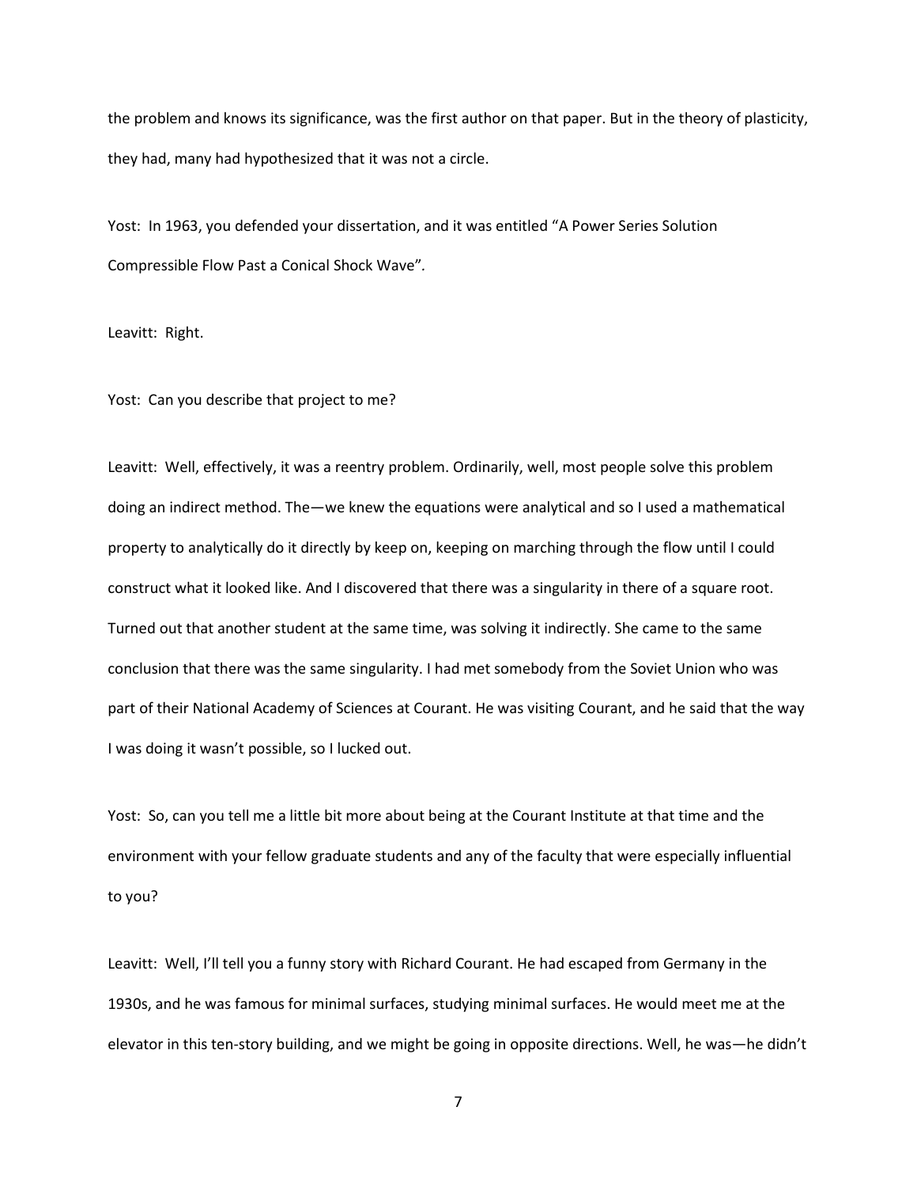the problem and knows its significance, was the first author on that paper. But in the theory of plasticity, they had, many had hypothesized that it was not a circle.

Yost: In 1963, you defended your dissertation, and it was entitled "A Power Series Solution Compressible Flow Past a Conical Shock Wave".

Leavitt: Right.

Yost: Can you describe that project to me?

Leavitt: Well, effectively, it was a reentry problem. Ordinarily, well, most people solve this problem doing an indirect method. The—we knew the equations were analytical and so I used a mathematical property to analytically do it directly by keep on, keeping on marching through the flow until I could construct what it looked like. And I discovered that there was a singularity in there of a square root. Turned out that another student at the same time, was solving it indirectly. She came to the same conclusion that there was the same singularity. I had met somebody from the Soviet Union who was part of their National Academy of Sciences at Courant. He was visiting Courant, and he said that the way I was doing it wasn't possible, so I lucked out.

Yost: So, can you tell me a little bit more about being at the Courant Institute at that time and the environment with your fellow graduate students and any of the faculty that were especially influential to you?

Leavitt: Well, I'll tell you a funny story with Richard Courant. He had escaped from Germany in the 1930s, and he was famous for minimal surfaces, studying minimal surfaces. He would meet me at the elevator in this ten-story building, and we might be going in opposite directions. Well, he was—he didn't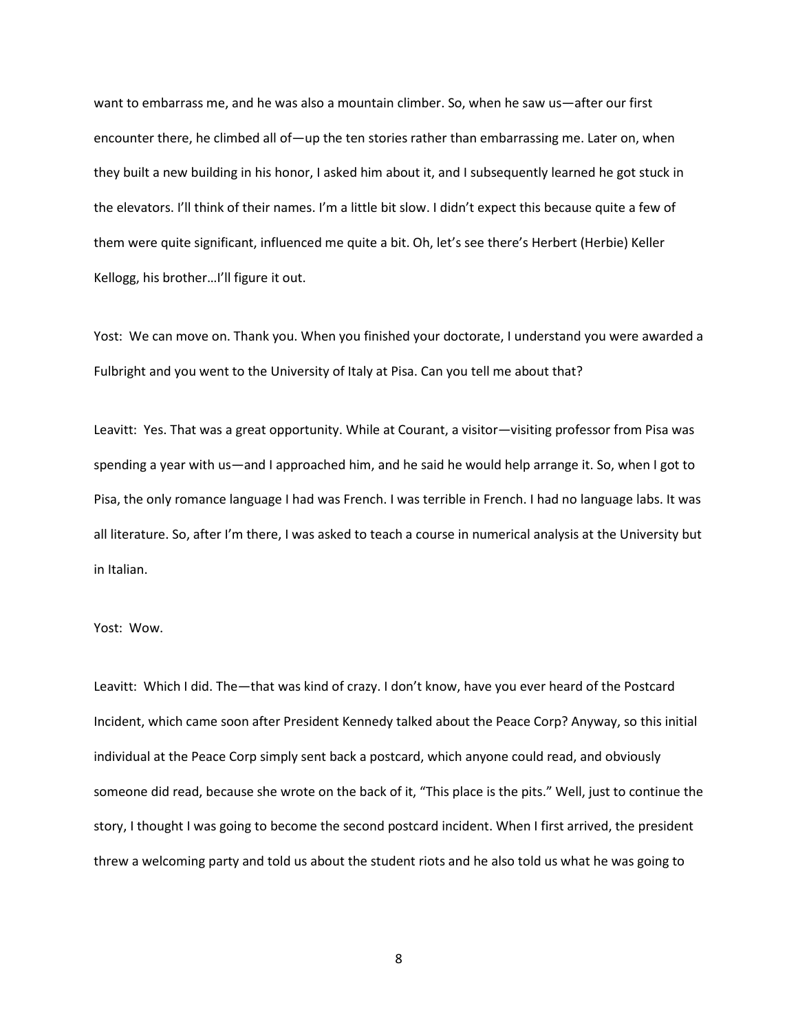want to embarrass me, and he was also a mountain climber. So, when he saw us—after our first encounter there, he climbed all of—up the ten stories rather than embarrassing me. Later on, when they built a new building in his honor, I asked him about it, and I subsequently learned he got stuck in the elevators. I'll think of their names. I'm a little bit slow. I didn't expect this because quite a few of them were quite significant, influenced me quite a bit. Oh, let's see there's Herbert (Herbie) Keller Kellogg, his brother…I'll figure it out.

Yost: We can move on. Thank you. When you finished your doctorate, I understand you were awarded a Fulbright and you went to the University of Italy at Pisa. Can you tell me about that?

Leavitt: Yes. That was a great opportunity. While at Courant, a visitor—visiting professor from Pisa was spending a year with us—and I approached him, and he said he would help arrange it. So, when I got to Pisa, the only romance language I had was French. I was terrible in French. I had no language labs. It was all literature. So, after I'm there, I was asked to teach a course in numerical analysis at the University but in Italian.

Yost: Wow.

Leavitt: Which I did. The—that was kind of crazy. I don't know, have you ever heard of the Postcard Incident, which came soon after President Kennedy talked about the Peace Corp? Anyway, so this initial individual at the Peace Corp simply sent back a postcard, which anyone could read, and obviously someone did read, because she wrote on the back of it, "This place is the pits." Well, just to continue the story, I thought I was going to become the second postcard incident. When I first arrived, the president threw a welcoming party and told us about the student riots and he also told us what he was going to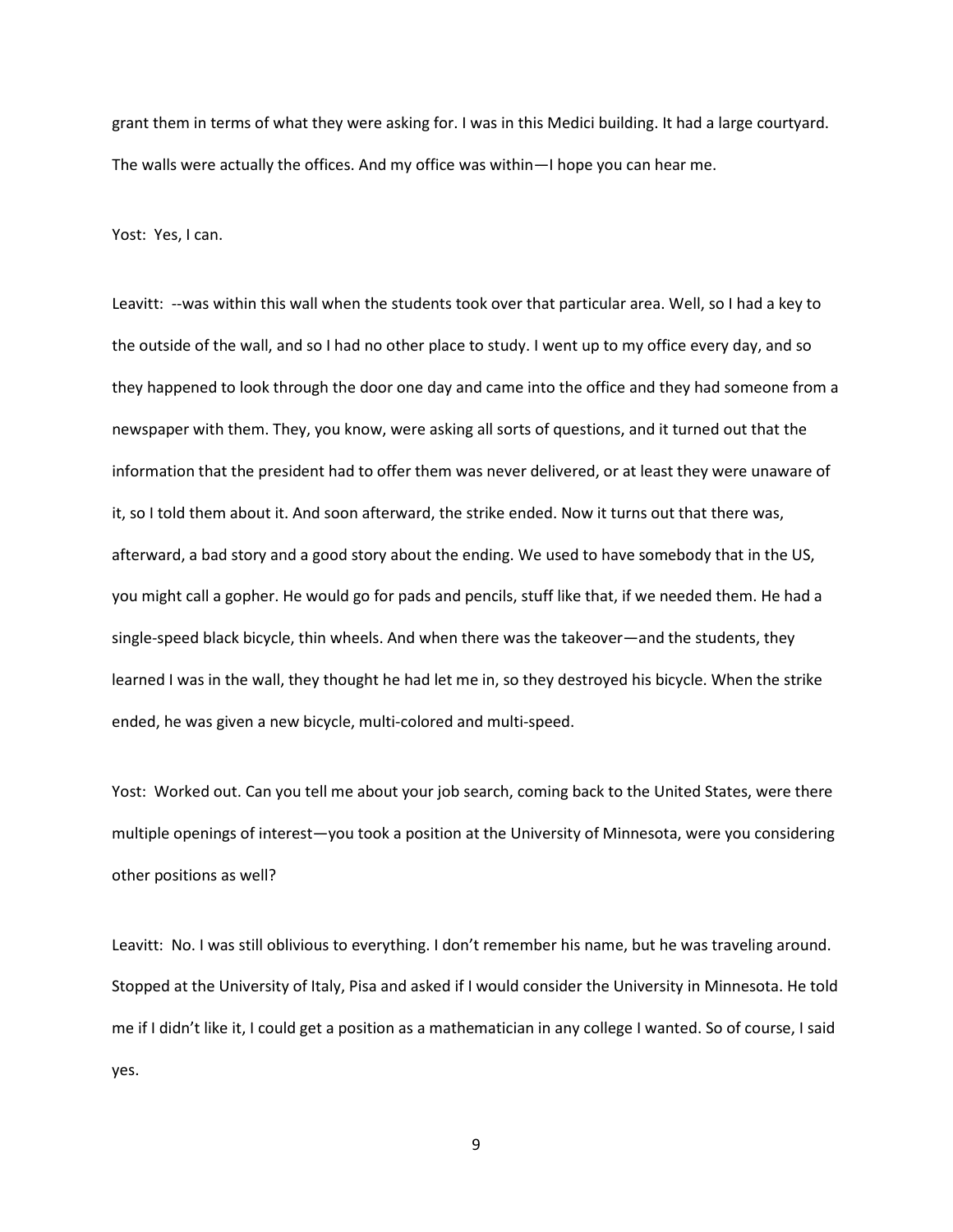grant them in terms of what they were asking for. I was in this Medici building. It had a large courtyard. The walls were actually the offices. And my office was within—I hope you can hear me.

Yost: Yes, I can.

Leavitt: --was within this wall when the students took over that particular area. Well, so I had a key to the outside of the wall, and so I had no other place to study. I went up to my office every day, and so they happened to look through the door one day and came into the office and they had someone from a newspaper with them. They, you know, were asking all sorts of questions, and it turned out that the information that the president had to offer them was never delivered, or at least they were unaware of it, so I told them about it. And soon afterward, the strike ended. Now it turns out that there was, afterward, a bad story and a good story about the ending. We used to have somebody that in the US, you might call a gopher. He would go for pads and pencils, stuff like that, if we needed them. He had a single-speed black bicycle, thin wheels. And when there was the takeover—and the students, they learned I was in the wall, they thought he had let me in, so they destroyed his bicycle. When the strike ended, he was given a new bicycle, multi-colored and multi-speed.

Yost: Worked out. Can you tell me about your job search, coming back to the United States, were there multiple openings of interest—you took a position at the University of Minnesota, were you considering other positions as well?

Leavitt: No. I was still oblivious to everything. I don't remember his name, but he was traveling around. Stopped at the University of Italy, Pisa and asked if I would consider the University in Minnesota. He told me if I didn't like it, I could get a position as a mathematician in any college I wanted. So of course, I said yes.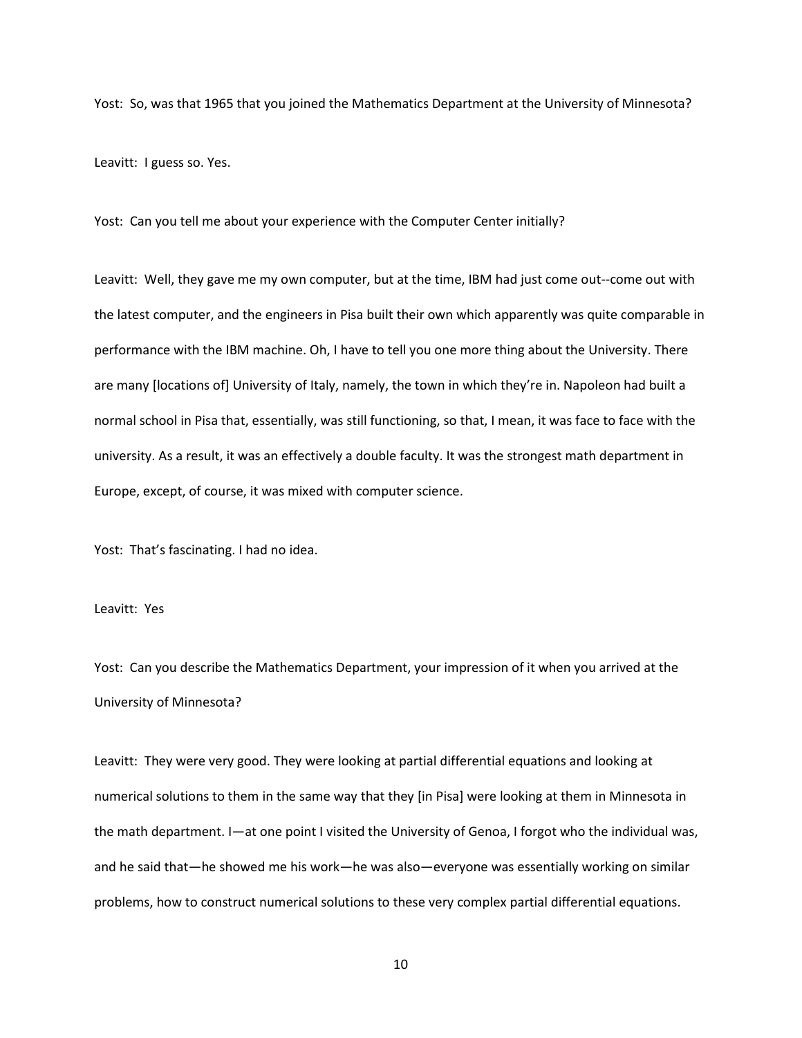Yost: So, was that 1965 that you joined the Mathematics Department at the University of Minnesota?

Leavitt: I guess so. Yes.

Yost: Can you tell me about your experience with the Computer Center initially?

Leavitt: Well, they gave me my own computer, but at the time, IBM had just come out--come out with the latest computer, and the engineers in Pisa built their own which apparently was quite comparable in performance with the IBM machine. Oh, I have to tell you one more thing about the University. There are many [locations of] University of Italy, namely, the town in which they're in. Napoleon had built a normal school in Pisa that, essentially, was still functioning, so that, I mean, it was face to face with the university. As a result, it was an effectively a double faculty. It was the strongest math department in Europe, except, of course, it was mixed with computer science.

Yost: That's fascinating. I had no idea.

Leavitt: Yes

Yost: Can you describe the Mathematics Department, your impression of it when you arrived at the University of Minnesota?

Leavitt: They were very good. They were looking at partial differential equations and looking at numerical solutions to them in the same way that they [in Pisa] were looking at them in Minnesota in the math department. I—at one point I visited the University of Genoa, I forgot who the individual was, and he said that—he showed me his work—he was also—everyone was essentially working on similar problems, how to construct numerical solutions to these very complex partial differential equations.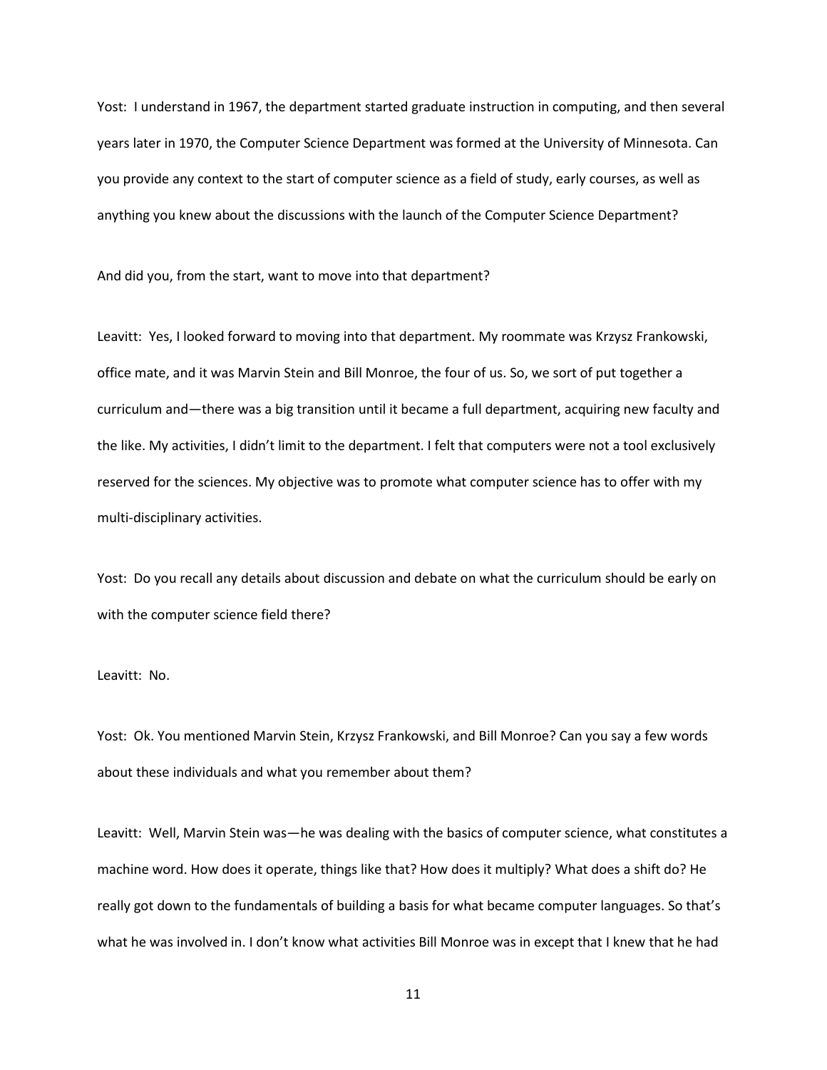Yost: I understand in 1967, the department started graduate instruction in computing, and then several years later in 1970, the Computer Science Department was formed at the University of Minnesota. Can you provide any context to the start of computer science as a field of study, early courses, as well as anything you knew about the discussions with the launch of the Computer Science Department?

And did you, from the start, want to move into that department?

Leavitt: Yes, I looked forward to moving into that department. My roommate was Krzysz Frankowski, office mate, and it was Marvin Stein and Bill Monroe, the four of us. So, we sort of put together a curriculum and—there was a big transition until it became a full department, acquiring new faculty and the like. My activities, I didn't limit to the department. I felt that computers were not a tool exclusively reserved for the sciences. My objective was to promote what computer science has to offer with my multi-disciplinary activities.

Yost: Do you recall any details about discussion and debate on what the curriculum should be early on with the computer science field there?

Leavitt: No.

Yost: Ok. You mentioned Marvin Stein, Krzysz Frankowski, and Bill Monroe? Can you say a few words about these individuals and what you remember about them?

Leavitt: Well, Marvin Stein was—he was dealing with the basics of computer science, what constitutes a machine word. How does it operate, things like that? How does it multiply? What does a shift do? He really got down to the fundamentals of building a basis for what became computer languages. So that's what he was involved in. I don't know what activities Bill Monroe was in except that I knew that he had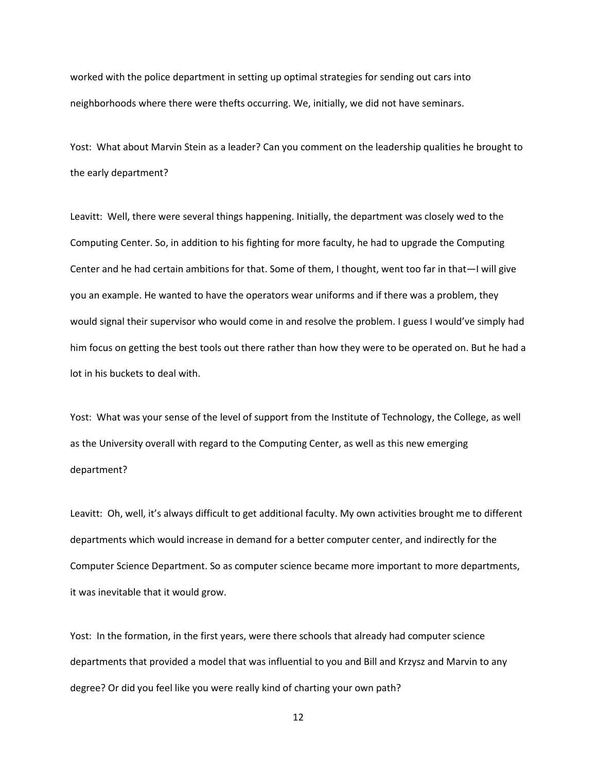worked with the police department in setting up optimal strategies for sending out cars into neighborhoods where there were thefts occurring. We, initially, we did not have seminars.

Yost: What about Marvin Stein as a leader? Can you comment on the leadership qualities he brought to the early department?

Leavitt: Well, there were several things happening. Initially, the department was closely wed to the Computing Center. So, in addition to his fighting for more faculty, he had to upgrade the Computing Center and he had certain ambitions for that. Some of them, I thought, went too far in that—I will give you an example. He wanted to have the operators wear uniforms and if there was a problem, they would signal their supervisor who would come in and resolve the problem. I guess I would've simply had him focus on getting the best tools out there rather than how they were to be operated on. But he had a lot in his buckets to deal with.

Yost: What was your sense of the level of support from the Institute of Technology, the College, as well as the University overall with regard to the Computing Center, as well as this new emerging department?

Leavitt: Oh, well, it's always difficult to get additional faculty. My own activities brought me to different departments which would increase in demand for a better computer center, and indirectly for the Computer Science Department. So as computer science became more important to more departments, it was inevitable that it would grow.

Yost: In the formation, in the first years, were there schools that already had computer science departments that provided a model that was influential to you and Bill and Krzysz and Marvin to any degree? Or did you feel like you were really kind of charting your own path?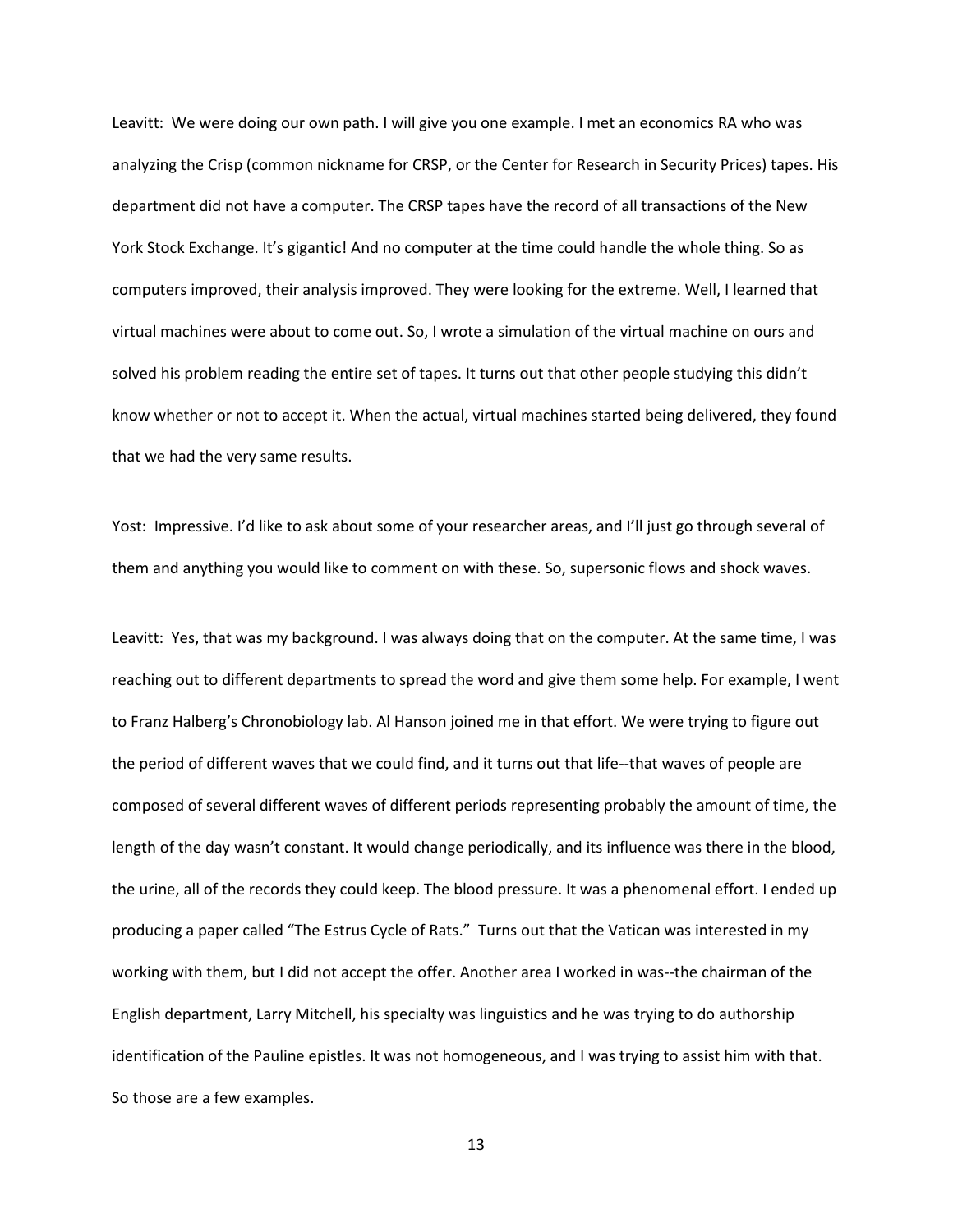Leavitt: We were doing our own path. I will give you one example. I met an economics RA who was analyzing the Crisp (common nickname for CRSP, or the Center for Research in Security Prices) tapes. His department did not have a computer. The CRSP tapes have the record of all transactions of the New York Stock Exchange. It's gigantic! And no computer at the time could handle the whole thing. So as computers improved, their analysis improved. They were looking for the extreme. Well, I learned that virtual machines were about to come out. So, I wrote a simulation of the virtual machine on ours and solved his problem reading the entire set of tapes. It turns out that other people studying this didn't know whether or not to accept it. When the actual, virtual machines started being delivered, they found that we had the very same results.

Yost: Impressive. I'd like to ask about some of your researcher areas, and I'll just go through several of them and anything you would like to comment on with these. So, supersonic flows and shock waves.

Leavitt: Yes, that was my background. I was always doing that on the computer. At the same time, I was reaching out to different departments to spread the word and give them some help. For example, I went to Franz Halberg's Chronobiology lab. Al Hanson joined me in that effort. We were trying to figure out the period of different waves that we could find, and it turns out that life--that waves of people are composed of several different waves of different periods representing probably the amount of time, the length of the day wasn't constant. It would change periodically, and its influence was there in the blood, the urine, all of the records they could keep. The blood pressure. It was a phenomenal effort. I ended up producing a paper called "The Estrus Cycle of Rats." Turns out that the Vatican was interested in my working with them, but I did not accept the offer. Another area I worked in was--the chairman of the English department, Larry Mitchell, his specialty was linguistics and he was trying to do authorship identification of the Pauline epistles. It was not homogeneous, and I was trying to assist him with that. So those are a few examples.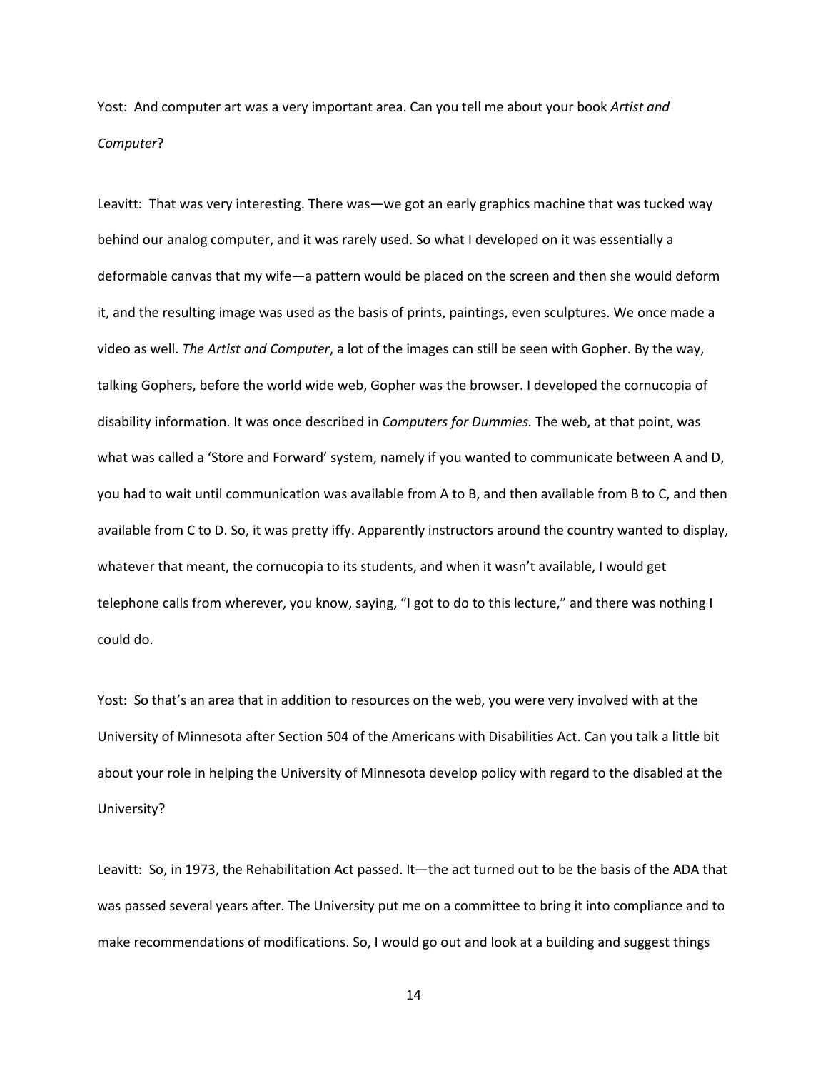Yost: And computer art was a very important area. Can you tell me about your book *Artist and Computer*?

Leavitt: That was very interesting. There was—we got an early graphics machine that was tucked way behind our analog computer, and it was rarely used. So what I developed on it was essentially a deformable canvas that my wife—a pattern would be placed on the screen and then she would deform it, and the resulting image was used as the basis of prints, paintings, even sculptures. We once made a video as well. *The Artist and Computer*, a lot of the images can still be seen with Gopher. By the way, talking Gophers, before the world wide web, Gopher was the browser. I developed the cornucopia of disability information. It was once described in *Computers for Dummies.* The web, at that point, was what was called a 'Store and Forward' system, namely if you wanted to communicate between A and D, you had to wait until communication was available from A to B, and then available from B to C, and then available from C to D. So, it was pretty iffy. Apparently instructors around the country wanted to display, whatever that meant, the cornucopia to its students, and when it wasn't available, I would get telephone calls from wherever, you know, saying, "I got to do to this lecture," and there was nothing I could do.

Yost: So that's an area that in addition to resources on the web, you were very involved with at the University of Minnesota after Section 504 of the Americans with Disabilities Act. Can you talk a little bit about your role in helping the University of Minnesota develop policy with regard to the disabled at the University?

Leavitt: So, in 1973, the Rehabilitation Act passed. It—the act turned out to be the basis of the ADA that was passed several years after. The University put me on a committee to bring it into compliance and to make recommendations of modifications. So, I would go out and look at a building and suggest things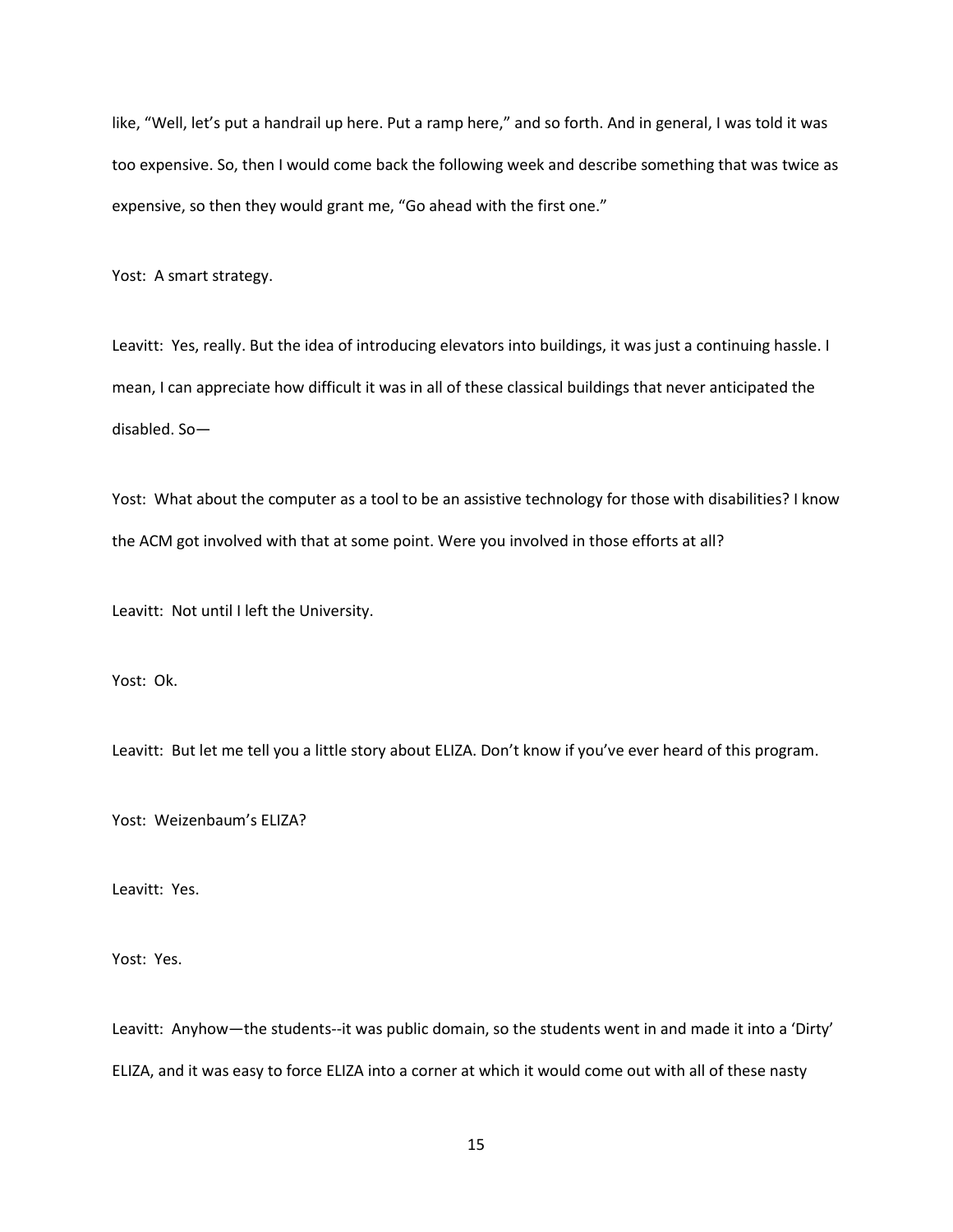like, “Well, let’s put a handrail up here. Put a ramp here,” and so forth. And in general, I was told it was too expensive. So, then I would come back the following week and describe something that was twice as expensive, so then they would grant me, “Go ahead with the first one.”

Yost: A smart strategy.

Leavitt: Yes, really. But the idea of introducing elevators into buildings, it was just a continuing hassle. I mean, I can appreciate how difficult it was in all of these classical buildings that never anticipated the disabled. So—

Yost: What about the computer as a tool to be an assistive technology for those with disabilities? I know the ACM got involved with that at some point. Were you involved in those efforts at all?

Leavitt: Not until I left the University.

Yost: Ok.

Leavitt: But let me tell you a little story about ELIZA. Don’t know if you’ve ever heard of this program.

Yost: Weizenbaum’s ELIZA?

Leavitt: Yes.

Yost: Yes.

Leavitt: Anyhow—the students--it was public domain, so the students went in and made it into a ‘Dirty’ ELIZA, and it was easy to force ELIZA into a corner at which it would come out with all of these nasty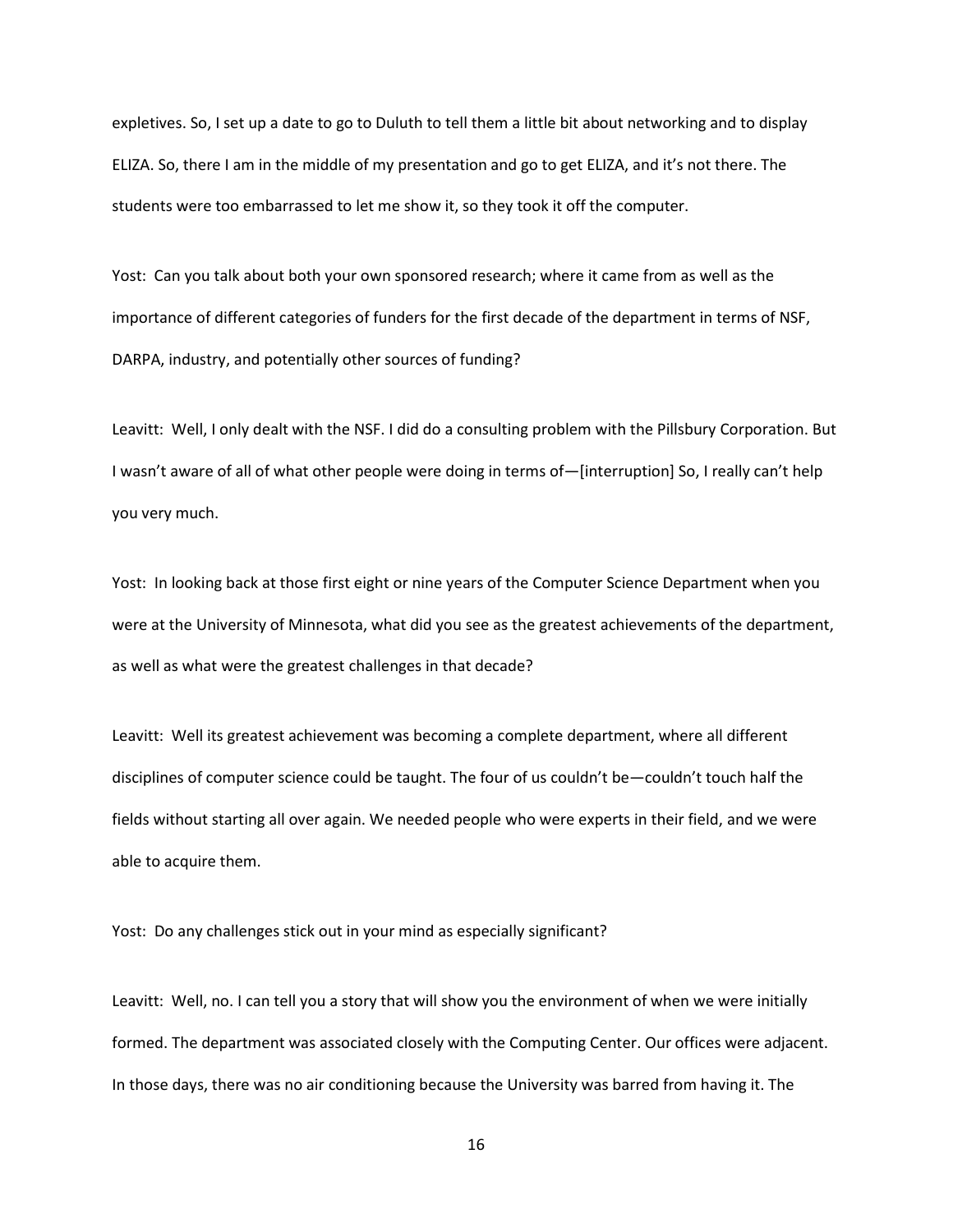expletives. So, I set up a date to go to Duluth to tell them a little bit about networking and to display ELIZA. So, there I am in the middle of my presentation and go to get ELIZA, and it's not there. The students were too embarrassed to let me show it, so they took it off the computer.

Yost: Can you talk about both your own sponsored research; where it came from as well as the importance of different categories of funders for the first decade of the department in terms of NSF, DARPA, industry, and potentially other sources of funding?

Leavitt: Well, I only dealt with the NSF. I did do a consulting problem with the Pillsbury Corporation. But I wasn't aware of all of what other people were doing in terms of—[interruption] So, I really can't help you very much.

Yost: In looking back at those first eight or nine years of the Computer Science Department when you were at the University of Minnesota, what did you see as the greatest achievements of the department, as well as what were the greatest challenges in that decade?

Leavitt: Well its greatest achievement was becoming a complete department, where all different disciplines of computer science could be taught. The four of us couldn't be—couldn't touch half the fields without starting all over again. We needed people who were experts in their field, and we were able to acquire them.

Yost: Do any challenges stick out in your mind as especially significant?

Leavitt: Well, no. I can tell you a story that will show you the environment of when we were initially formed. The department was associated closely with the Computing Center. Our offices were adjacent. In those days, there was no air conditioning because the University was barred from having it. The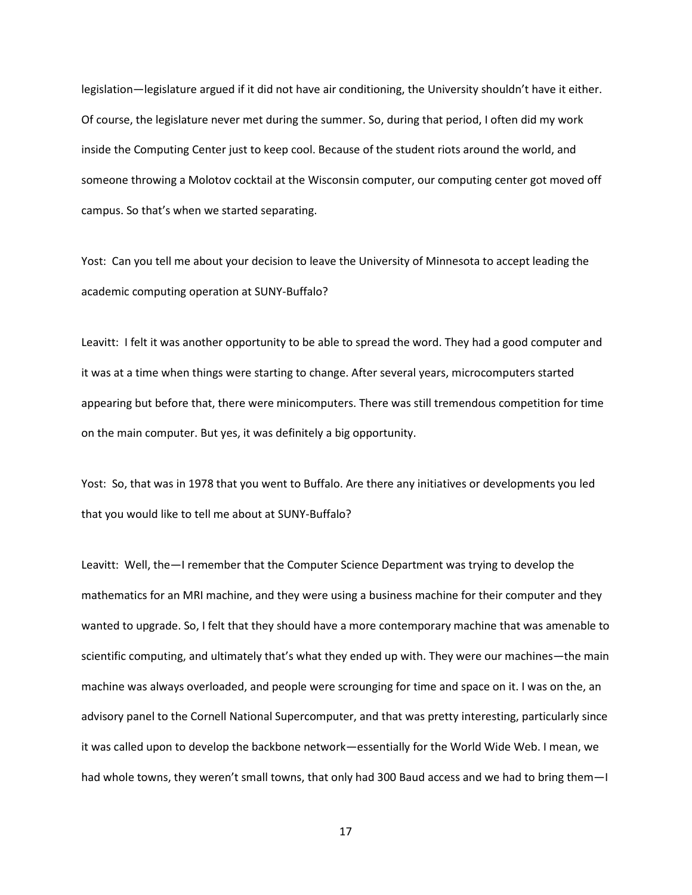legislation—legislature argued if it did not have air conditioning, the University shouldn't have it either. Of course, the legislature never met during the summer. So, during that period, I often did my work inside the Computing Center just to keep cool. Because of the student riots around the world, and someone throwing a Molotov cocktail at the Wisconsin computer, our computing center got moved off campus. So that's when we started separating.

Yost: Can you tell me about your decision to leave the University of Minnesota to accept leading the academic computing operation at SUNY-Buffalo?

Leavitt: I felt it was another opportunity to be able to spread the word. They had a good computer and it was at a time when things were starting to change. After several years, microcomputers started appearing but before that, there were minicomputers. There was still tremendous competition for time on the main computer. But yes, it was definitely a big opportunity.

Yost: So, that was in 1978 that you went to Buffalo. Are there any initiatives or developments you led that you would like to tell me about at SUNY-Buffalo?

Leavitt: Well, the—I remember that the Computer Science Department was trying to develop the mathematics for an MRI machine, and they were using a business machine for their computer and they wanted to upgrade. So, I felt that they should have a more contemporary machine that was amenable to scientific computing, and ultimately that's what they ended up with. They were our machines—the main machine was always overloaded, and people were scrounging for time and space on it. I was on the, an advisory panel to the Cornell National Supercomputer, and that was pretty interesting, particularly since it was called upon to develop the backbone network—essentially for the World Wide Web. I mean, we had whole towns, they weren't small towns, that only had 300 Baud access and we had to bring them—I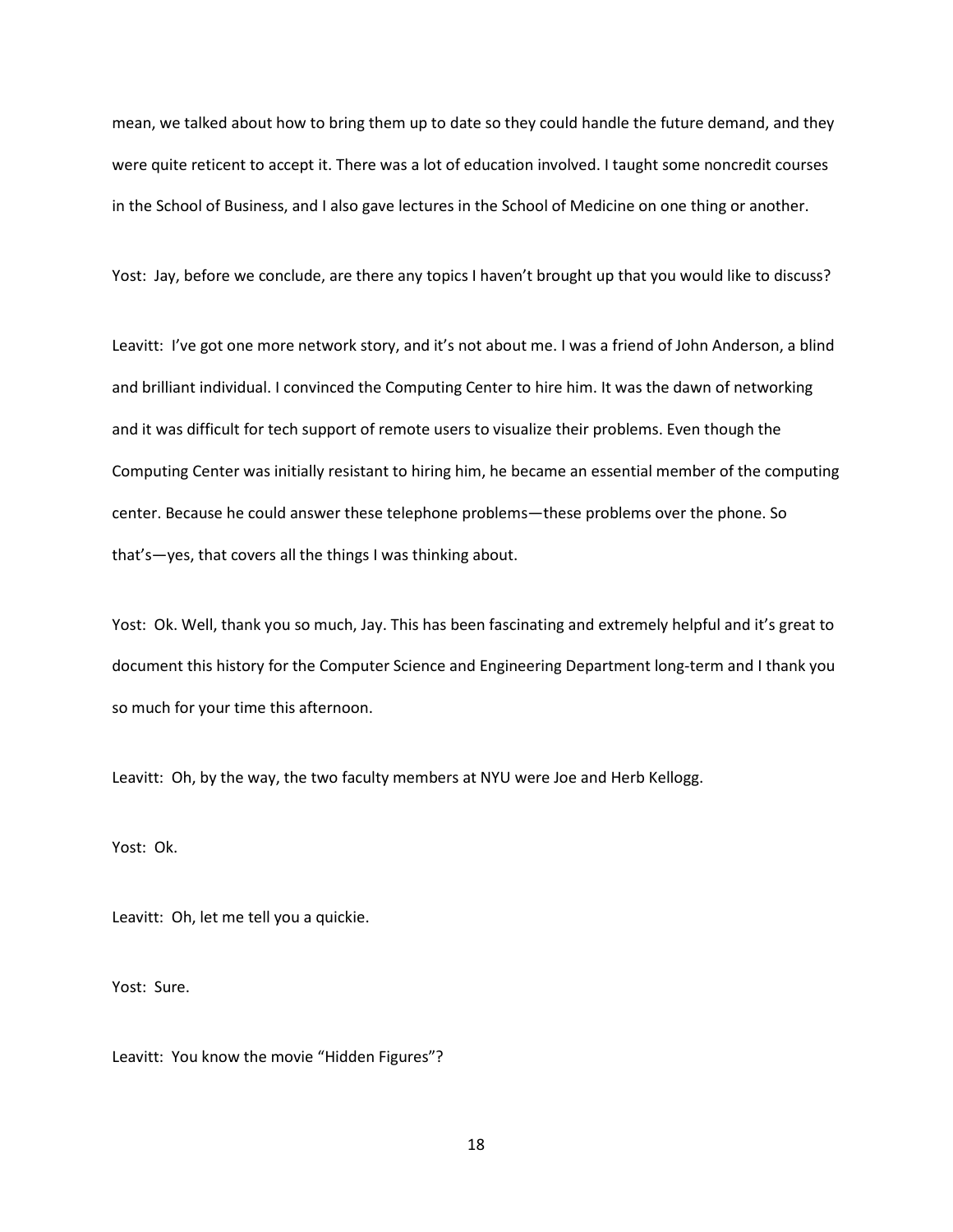mean, we talked about how to bring them up to date so they could handle the future demand, and they were quite reticent to accept it. There was a lot of education involved. I taught some noncredit courses in the School of Business, and I also gave lectures in the School of Medicine on one thing or another.

Yost: Jay, before we conclude, are there any topics I haven't brought up that you would like to discuss?

Leavitt: I've got one more network story, and it's not about me. I was a friend of John Anderson, a blind and brilliant individual. I convinced the Computing Center to hire him. It was the dawn of networking and it was difficult for tech support of remote users to visualize their problems. Even though the Computing Center was initially resistant to hiring him, he became an essential member of the computing center. Because he could answer these telephone problems—these problems over the phone. So that's—yes, that covers all the things I was thinking about.

Yost: Ok. Well, thank you so much, Jay. This has been fascinating and extremely helpful and it's great to document this history for the Computer Science and Engineering Department long-term and I thank you so much for your time this afternoon.

Leavitt: Oh, by the way, the two faculty members at NYU were Joe and Herb Kellogg.

Yost: Ok.

Leavitt: Oh, let me tell you a quickie.

Yost: Sure.

Leavitt: You know the movie "Hidden Figures"?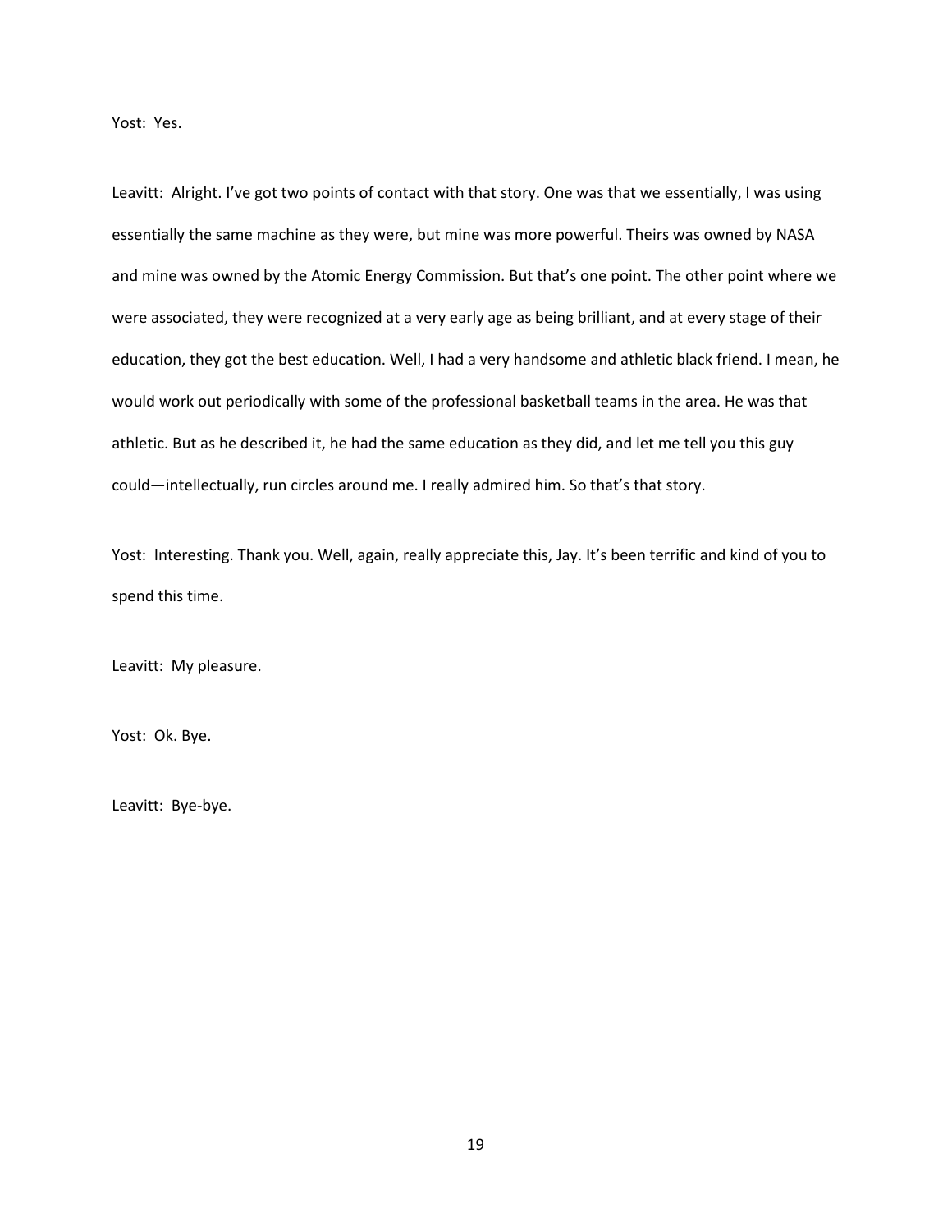Yost: Yes.

Leavitt: Alright. I've got two points of contact with that story. One was that we essentially, I was using essentially the same machine as they were, but mine was more powerful. Theirs was owned by NASA and mine was owned by the Atomic Energy Commission. But that's one point. The other point where we were associated, they were recognized at a very early age as being brilliant, and at every stage of their education, they got the best education. Well, I had a very handsome and athletic black friend. I mean, he would work out periodically with some of the professional basketball teams in the area. He was that athletic. But as he described it, he had the same education as they did, and let me tell you this guy could—intellectually, run circles around me. I really admired him. So that's that story.

Yost: Interesting. Thank you. Well, again, really appreciate this, Jay. It's been terrific and kind of you to spend this time.

Leavitt: My pleasure.

Yost: Ok. Bye.

Leavitt: Bye-bye.